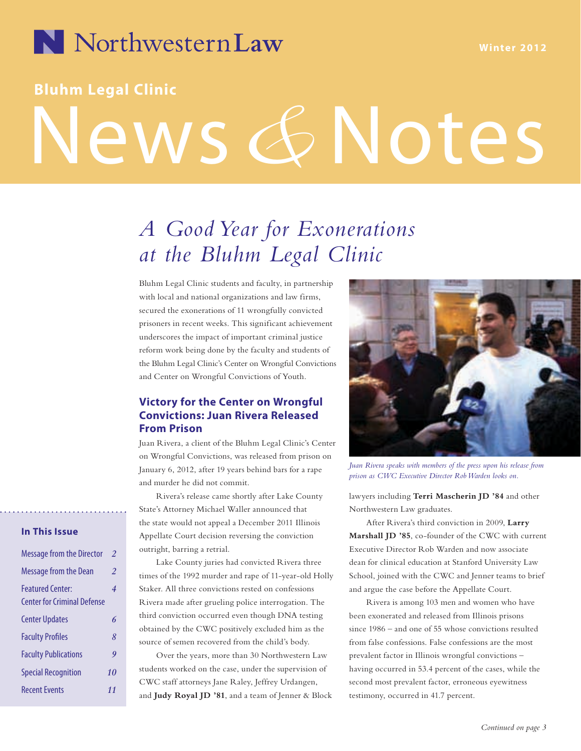Northwestern Law

Winter 2012

**Bluhm Legal Clinic**

# News & Notes

## *A Good Year for Exonerations at the Bluhm Legal Clinic*

Bluhm Legal Clinic students and faculty, in partnership with local and national organizations and law firms, secured the exonerations of 11 wrongfully convicted prisoners in recent weeks. This significant achievement underscores the impact of important criminal justice reform work being done by the faculty and students of the Bluhm Legal Clinic's Center on Wrongful Convictions and Center on Wrongful Convictions of Youth.

### Victory for the Center on Wrongful Convictions: Juan Rivera Released From Prison

Juan Rivera, a client of the Bluhm Legal Clinic's Center on Wrongful Convictions, was released from prison on January 6, 2012, after 19 years behind bars for a rape and murder he did not commit.

Rivera's release came shortly after Lake County State's Attorney Michael Waller announced that the state would not appeal a December 2011 Illinois Appellate Court decision reversing the conviction outright, barring a retrial.

Lake County juries had convicted Rivera three times of the 1992 murder and rape of 11-year-old Holly Staker. All three convictions rested on confessions Rivera made after grueling police interrogation. The third conviction occurred even though DNA testing obtained by the CWC positively excluded him as the source of semen recovered from the child's body.

Over the years, more than 30 Northwestern Law students worked on the case, under the supervision of CWC staff attorneys Jane Raley, Jeffrey Urdangen, and **Judy Royal JD '81**, and a team of Jenner & Block lawyers including **Terri Mascherin JD '84** and other Northwestern Law graduates.

*Juan Rivera speaks with members of the press upon his release from prison as CWC Executive Director Rob Warden looks on.*

After Rivera's third conviction in 2009, **Larry Marshall JD '85**, co-founder of the CWC with current Executive Director Rob Warden and now associate dean for clinical education at Stanford University Law School, joined with the CWC and Jenner teams to brief and argue the case before the Appellate Court.

Rivera is among 103 men and women who have been exonerated and released from Illinois prisons since 1986 – and one of 55 whose convictions resulted from false confessions. False confessions are the most prevalent factor in Illinois wrongful convictions – having occurred in 53.4 percent of the cases, while the second most prevalent factor, erroneous eyewitness testimony, occurred in 41.7 percent.

*Continued on page 3*

**In This Issue**

| | |
|---|---|
| Message from the Director | 2 |
| Message from the Dean | 2 |
| Featured Center: Center for Criminal Defense | 4 |
| Center Updates | 6 |
| Faculty Profiles | 8 |
| Faculty Publications | 9 |
| Special Recognition | 10 |
| Recent Events | 11 |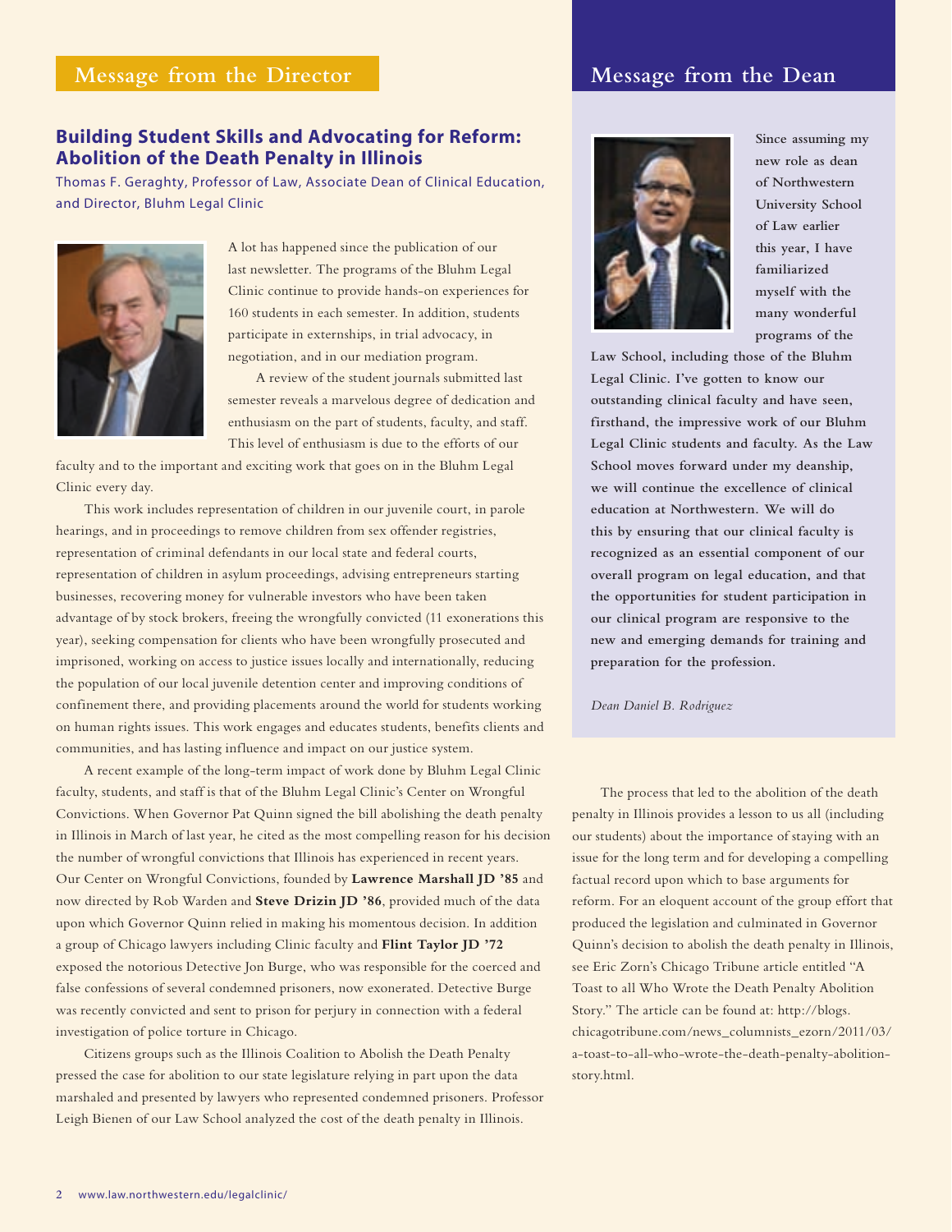## Message from the Director

### Building Student Skills and Advocating for Reform: Abolition of the Death Penalty in Illinois

Thomas F. Geraghty, Professor of Law, Associate Dean of Clinical Education, and Director, Bluhm Legal Clinic

A lot has happened since the publication of our last newsletter. The programs of the Bluhm Legal Clinic continue to provide hands-on experiences for 160 students in each semester. In addition, students participate in externships, in trial advocacy, in negotiation, and in our mediation program.

A review of the student journals submitted last semester reveals a marvelous degree of dedication and enthusiasm on the part of students, faculty, and staff. This level of enthusiasm is due to the efforts of our faculty and to the important and exciting work that goes on in the Bluhm Legal Clinic every day.

This work includes representation of children in our juvenile court, in parole hearings, and in proceedings to remove children from sex offender registries, representation of criminal defendants in our local state and federal courts, representation of children in asylum proceedings, advising entrepreneurs starting businesses, recovering money for vulnerable investors who have been taken advantage of by stock brokers, freeing the wrongfully convicted (11 exonerations this year), seeking compensation for clients who have been wrongfully prosecuted and imprisoned, working on access to justice issues locally and internationally, reducing the population of our local juvenile detention center and improving conditions of confinement there, and providing placements around the world for students working on human rights issues. This work engages and educates students, benefits clients and communities, and has lasting influence and impact on our justice system.

A recent example of the long-term impact of work done by Bluhm Legal Clinic faculty, students, and staff is that of the Bluhm Legal Clinic's Center on Wrongful Convictions. When Governor Pat Quinn signed the bill abolishing the death penalty in Illinois in March of last year, he cited as the most compelling reason for his decision the number of wrongful convictions that Illinois has experienced in recent years. Our Center on Wrongful Convictions, founded by **Lawrence Marshall JD '85** and now directed by Rob Warden and **Steve Drizin JD '86**, provided much of the data upon which Governor Quinn relied in making his momentous decision. In addition a group of Chicago lawyers including Clinic faculty and **Flint Taylor JD '72** exposed the notorious Detective Jon Burge, who was responsible for the coerced and false confessions of several condemned prisoners, now exonerated. Detective Burge was recently convicted and sent to prison for perjury in connection with a federal investigation of police torture in Chicago.

Citizens groups such as the Illinois Coalition to Abolish the Death Penalty pressed the case for abolition to our state legislature relying in part upon the data marshaled and presented by lawyers who represented condemned prisoners. Professor Leigh Bienen of our Law School analyzed the cost of the death penalty in Illinois.

The process that led to the abolition of the death penalty in Illinois provides a lesson to us all (including our students) about the importance of staying with an issue for the long term and for developing a compelling factual record upon which to base arguments for reform. For an eloquent account of the group effort that produced the legislation and culminated in Governor Quinn's decision to abolish the death penalty in Illinois, see Eric Zorn's Chicago Tribune article entitled "A Toast to all Who Wrote the Death Penalty Abolition Story." The article can be found at: http://blogs.chicagotribune.com/news_columnists_ezorn/2011/03/a-toast-to-all-who-wrote-the-death-penalty-abolition-story.html.

## Message from the Dean

**Since assuming my new role as dean of Northwestern University School of Law earlier this year, I have familiarized myself with the many wonderful programs of the Law School, including those of the Bluhm Legal Clinic. I've gotten to know our outstanding clinical faculty and have seen, firsthand, the impressive work of our Bluhm Legal Clinic students and faculty. As the Law School moves forward under my deanship, we will continue the excellence of clinical education at Northwestern. We will do this by ensuring that our clinical faculty is recognized as an essential component of our overall program on legal education, and that the opportunities for student participation in our clinical program are responsive to the new and emerging demands for training and preparation for the profession.**

*Dean Daniel B. Rodriguez*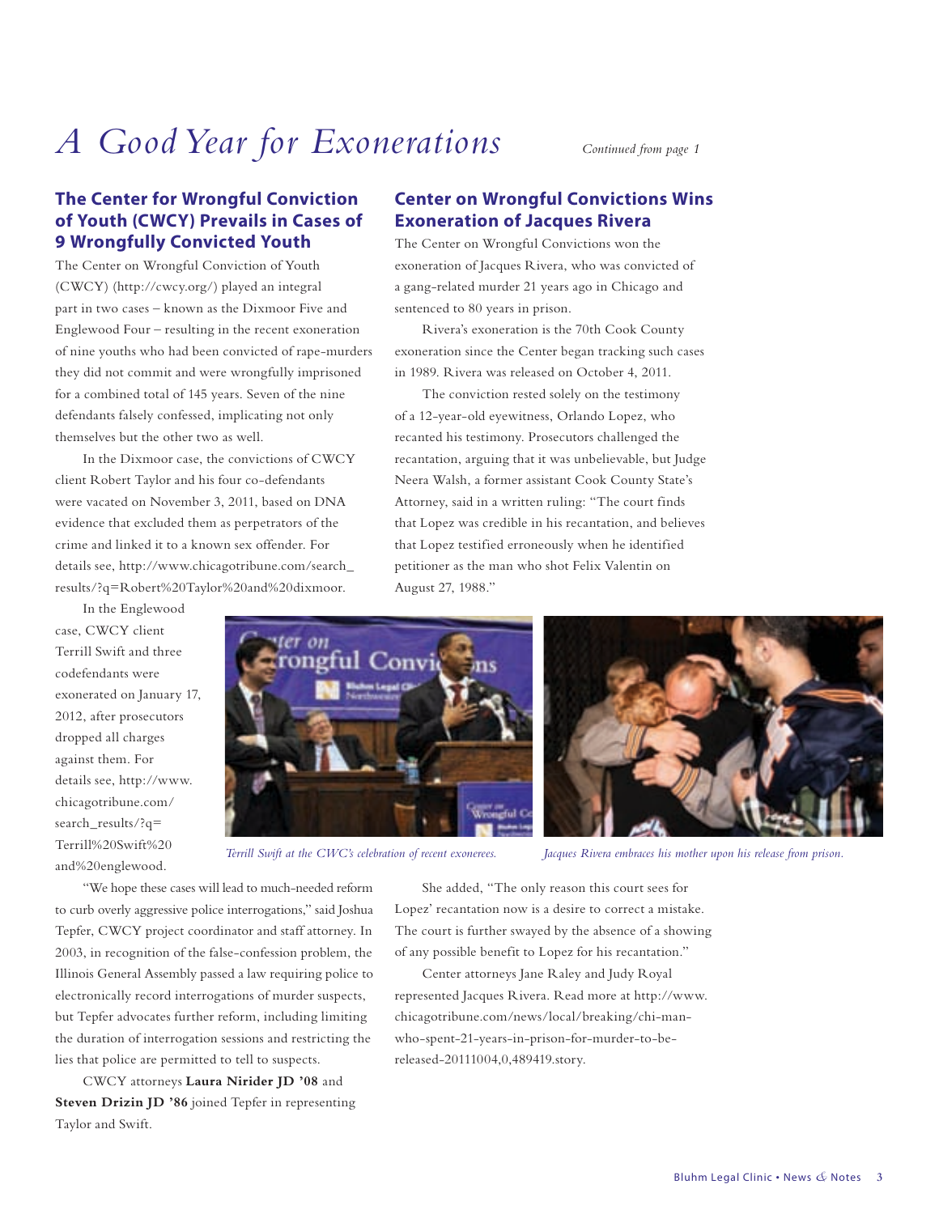# *A Good Year for Exonerations*

*Continued from page 1*

## The Center for Wrongful Conviction of Youth (CWCY) Prevails in Cases of 9 Wrongfully Convicted Youth

The Center on Wrongful Conviction of Youth (CWCY) (http://cwcy.org/) played an integral part in two cases – known as the Dixmoor Five and Englewood Four – resulting in the recent exoneration of nine youths who had been convicted of rape-murders they did not commit and were wrongfully imprisoned for a combined total of 145 years. Seven of the nine defendants falsely confessed, implicating not only themselves but the other two as well.

In the Dixmoor case, the convictions of CWCY client Robert Taylor and his four co-defendants were vacated on November 3, 2011, based on DNA evidence that excluded them as perpetrators of the crime and linked it to a known sex offender. For details see, http://www.chicagotribune.com/search_results/?q=Robert%20Taylor%20and%20dixmoor.

In the Englewood case, CWCY client Terrill Swift and three codefendants were exonerated on January 17, 2012, after prosecutors dropped all charges against them. For details see, http://www.chicagotribune.com/search_results/?q=Terrill%20Swift%20and%20englewood.

"We hope these cases will lead to much-needed reform to curb overly aggressive police interrogations," said Joshua Tepfer, CWCY project coordinator and staff attorney. In 2003, in recognition of the false-confession problem, the Illinois General Assembly passed a law requiring police to electronically record interrogations of murder suspects, but Tepfer advocates further reform, including limiting the duration of interrogation sessions and restricting the lies that police are permitted to tell to suspects.

CWCY attorneys **Laura Nirider JD '08** and **Steven Drizin JD '86** joined Tepfer in representing Taylor and Swift.

*Terrill Swift at the CWC's celebration of recent exonerees.*

*Jacques Rivera embraces his mother upon his release from prison.*

## Center on Wrongful Convictions Wins Exoneration of Jacques Rivera

The Center on Wrongful Convictions won the exoneration of Jacques Rivera, who was convicted of a gang-related murder 21 years ago in Chicago and sentenced to 80 years in prison.

Rivera's exoneration is the 70th Cook County exoneration since the Center began tracking such cases in 1989. Rivera was released on October 4, 2011.

The conviction rested solely on the testimony of a 12-year-old eyewitness, Orlando Lopez, who recanted his testimony. Prosecutors challenged the recantation, arguing that it was unbelievable, but Judge Neera Walsh, a former assistant Cook County State's Attorney, said in a written ruling: "The court finds that Lopez was credible in his recantation, and believes that Lopez testified erroneously when he identified petitioner as the man who shot Felix Valentin on August 27, 1988."

She added, "The only reason this court sees for Lopez' recantation now is a desire to correct a mistake. The court is further swayed by the absence of a showing of any possible benefit to Lopez for his recantation."

Center attorneys Jane Raley and Judy Royal represented Jacques Rivera. Read more at http://www.chicagotribune.com/news/local/breaking/chi-man-who-spent-21-years-in-prison-for-murder-to-be-released-20111004,0,489419.story.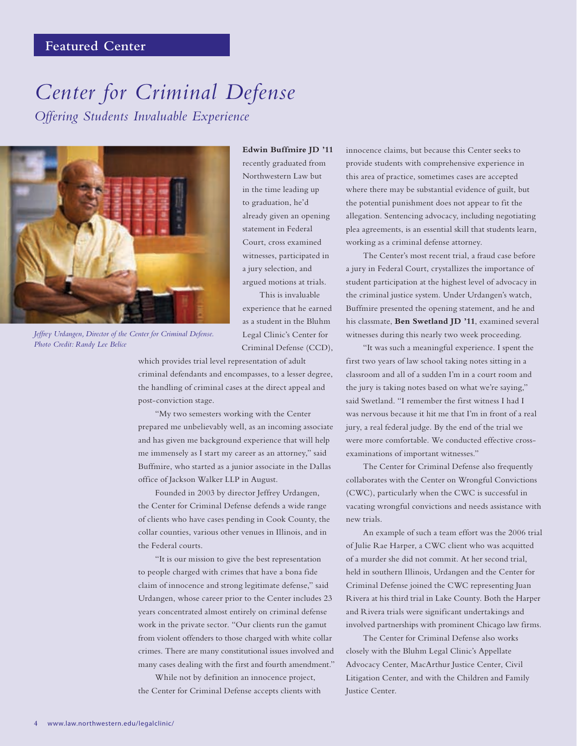Featured Center

# *Center for Criminal Defense*

## *Offering Students Invaluable Experience*

*Jeffrey Urdangen, Director of the Center for Criminal Defense. Photo Credit: Randy Lee Belice*

**Edwin Buffmire JD '11** recently graduated from Northwestern Law but in the time leading up to graduation, he'd already given an opening statement in Federal Court, cross examined witnesses, participated in a jury selection, and argued motions at trials.

This is invaluable experience that he earned as a student in the Bluhm Legal Clinic's Center for Criminal Defense (CCD), which provides trial level representation of adult criminal defendants and encompasses, to a lesser degree, the handling of criminal cases at the direct appeal and post-conviction stage.

"My two semesters working with the Center prepared me unbelievably well, as an incoming associate and has given me background experience that will help me immensely as I start my career as an attorney," said Buffmire, who started as a junior associate in the Dallas office of Jackson Walker LLP in August.

Founded in 2003 by director Jeffrey Urdangen, the Center for Criminal Defense defends a wide range of clients who have cases pending in Cook County, the collar counties, various other venues in Illinois, and in the Federal courts.

"It is our mission to give the best representation to people charged with crimes that have a bona fide claim of innocence and strong legitimate defense," said Urdangen, whose career prior to the Center includes 23 years concentrated almost entirely on criminal defense work in the private sector. "Our clients run the gamut from violent offenders to those charged with white collar crimes. There are many constitutional issues involved and many cases dealing with the first and fourth amendment."

While not by definition an innocence project, the Center for Criminal Defense accepts clients with innocence claims, but because this Center seeks to provide students with comprehensive experience in this area of practice, sometimes cases are accepted where there may be substantial evidence of guilt, but the potential punishment does not appear to fit the allegation. Sentencing advocacy, including negotiating plea agreements, is an essential skill that students learn, working as a criminal defense attorney.

The Center's most recent trial, a fraud case before a jury in Federal Court, crystallizes the importance of student participation at the highest level of advocacy in the criminal justice system. Under Urdangen's watch, Buffmire presented the opening statement, and he and his classmate, **Ben Swetland JD '11**, examined several witnesses during this nearly two week proceeding.

"It was such a meaningful experience. I spent the first two years of law school taking notes sitting in a classroom and all of a sudden I'm in a court room and the jury is taking notes based on what we're saying," said Swetland. "I remember the first witness I had I was nervous because it hit me that I'm in front of a real jury, a real federal judge. By the end of the trial we were more comfortable. We conducted effective cross-examinations of important witnesses."

The Center for Criminal Defense also frequently collaborates with the Center on Wrongful Convictions (CWC), particularly when the CWC is successful in vacating wrongful convictions and needs assistance with new trials.

An example of such a team effort was the 2006 trial of Julie Rae Harper, a CWC client who was acquitted of a murder she did not commit. At her second trial, held in southern Illinois, Urdangen and the Center for Criminal Defense joined the CWC representing Juan Rivera at his third trial in Lake County. Both the Harper and Rivera trials were significant undertakings and involved partnerships with prominent Chicago law firms.

The Center for Criminal Defense also works closely with the Bluhm Legal Clinic's Appellate Advocacy Center, MacArthur Justice Center, Civil Litigation Center, and with the Children and Family Justice Center.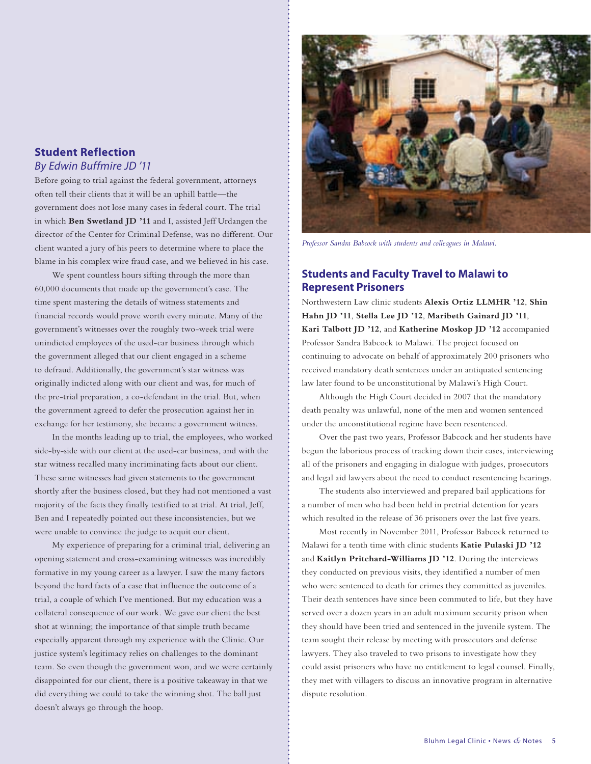## Student Reflection

*By Edwin Buffmire JD '11*

Before going to trial against the federal government, attorneys often tell their clients that it will be an uphill battle—the government does not lose many cases in federal court. The trial in which **Ben Swetland JD '11** and I, assisted Jeff Urdangen the director of the Center for Criminal Defense, was no different. Our client wanted a jury of his peers to determine where to place the blame in his complex wire fraud case, and we believed in his case.

We spent countless hours sifting through the more than 60,000 documents that made up the government's case. The time spent mastering the details of witness statements and financial records would prove worth every minute. Many of the government's witnesses over the roughly two-week trial were unindicted employees of the used-car business through which the government alleged that our client engaged in a scheme to defraud. Additionally, the government's star witness was originally indicted along with our client and was, for much of the pre-trial preparation, a co-defendant in the trial. But, when the government agreed to defer the prosecution against her in exchange for her testimony, she became a government witness.

In the months leading up to trial, the employees, who worked side-by-side with our client at the used-car business, and with the star witness recalled many incriminating facts about our client. These same witnesses had given statements to the government shortly after the business closed, but they had not mentioned a vast majority of the facts they finally testified to at trial. At trial, Jeff, Ben and I repeatedly pointed out these inconsistencies, but we were unable to convince the judge to acquit our client.

My experience of preparing for a criminal trial, delivering an opening statement and cross-examining witnesses was incredibly formative in my young career as a lawyer. I saw the many factors beyond the hard facts of a case that influence the outcome of a trial, a couple of which I've mentioned. But my education was a collateral consequence of our work. We gave our client the best shot at winning; the importance of that simple truth became especially apparent through my experience with the Clinic. Our justice system's legitimacy relies on challenges to the dominant team. So even though the government won, and we were certainly disappointed for our client, there is a positive takeaway in that we did everything we could to take the winning shot. The ball just doesn't always go through the hoop.

*Professor Sandra Babcock with students and colleagues in Malawi.*

## Students and Faculty Travel to Malawi to Represent Prisoners

Northwestern Law clinic students **Alexis Ortiz LLMHR '12**, **Shin Hahn JD '11**, **Stella Lee JD '12**, **Maribeth Gainard JD '11**, **Kari Talbott JD '12**, and **Katherine Moskop JD '12** accompanied Professor Sandra Babcock to Malawi. The project focused on continuing to advocate on behalf of approximately 200 prisoners who received mandatory death sentences under an antiquated sentencing law later found to be unconstitutional by Malawi's High Court.

Although the High Court decided in 2007 that the mandatory death penalty was unlawful, none of the men and women sentenced under the unconstitutional regime have been resentenced.

Over the past two years, Professor Babcock and her students have begun the laborious process of tracking down their cases, interviewing all of the prisoners and engaging in dialogue with judges, prosecutors and legal aid lawyers about the need to conduct resentencing hearings.

The students also interviewed and prepared bail applications for a number of men who had been held in pretrial detention for years which resulted in the release of 36 prisoners over the last five years.

Most recently in November 2011, Professor Babcock returned to Malawi for a tenth time with clinic students **Katie Pulaski JD '12** and **Kaitlyn Pritchard-Williams JD '12**. During the interviews they conducted on previous visits, they identified a number of men who were sentenced to death for crimes they committed as juveniles. Their death sentences have since been commuted to life, but they have served over a dozen years in an adult maximum security prison when they should have been tried and sentenced in the juvenile system. The team sought their release by meeting with prosecutors and defense lawyers. They also traveled to two prisons to investigate how they could assist prisoners who have no entitlement to legal counsel. Finally, they met with villagers to discuss an innovative program in alternative dispute resolution.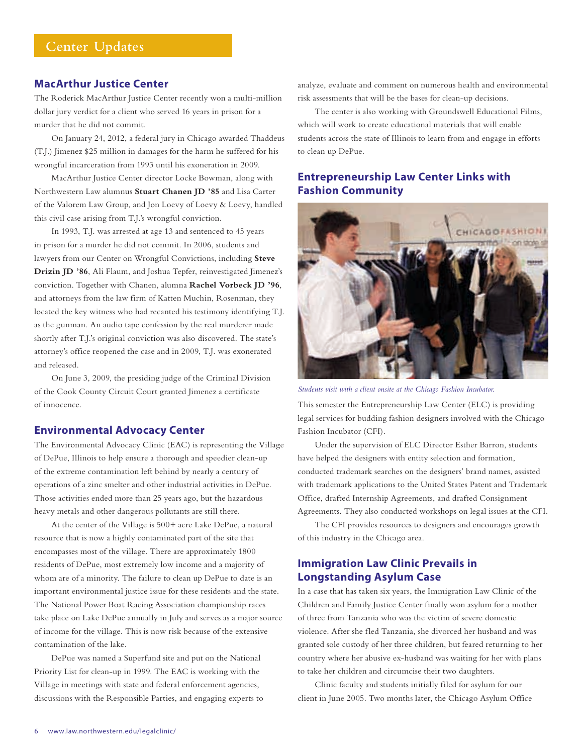# Center Updates

## MacArthur Justice Center

The Roderick MacArthur Justice Center recently won a multi-million dollar jury verdict for a client who served 16 years in prison for a murder that he did not commit.

On January 24, 2012, a federal jury in Chicago awarded Thaddeus (T.J.) Jimenez $25 million in damages for the harm he suffered for his wrongful incarceration from 1993 until his exoneration in 2009.

MacArthur Justice Center director Locke Bowman, along with Northwestern Law alumnus **Stuart Chanen JD '85** and Lisa Carter of the Valorem Law Group, and Jon Loevy of Loevy & Loevy, handled this civil case arising from T.J.'s wrongful conviction.

In 1993, T.J. was arrested at age 13 and sentenced to 45 years in prison for a murder he did not commit. In 2006, students and lawyers from our Center on Wrongful Convictions, including **Steve Drizin JD '86**, Ali Flaum, and Joshua Tepfer, reinvestigated Jimenez's conviction. Together with Chanen, alumna **Rachel Vorbeck JD '96**, and attorneys from the law firm of Katten Muchin, Rosenman, they located the key witness who had recanted his testimony identifying T.J. as the gunman. An audio tape confession by the real murderer made shortly after T.J.'s original conviction was also discovered. The state's attorney's office reopened the case and in 2009, T.J. was exonerated and released.

On June 3, 2009, the presiding judge of the Criminal Division of the Cook County Circuit Court granted Jimenez a certificate of innocence.

## Environmental Advocacy Center

The Environmental Advocacy Clinic (EAC) is representing the Village of DePue, Illinois to help ensure a thorough and speedier clean-up of the extreme contamination left behind by nearly a century of operations of a zinc smelter and other industrial activities in DePue. Those activities ended more than 25 years ago, but the hazardous heavy metals and other dangerous pollutants are still there.

At the center of the Village is 500+ acre Lake DePue, a natural resource that is now a highly contaminated part of the site that encompasses most of the village. There are approximately 1800 residents of DePue, most extremely low income and a majority of whom are of a minority. The failure to clean up DePue to date is an important environmental justice issue for these residents and the state. The National Power Boat Racing Association championship races take place on Lake DePue annually in July and serves as a major source of income for the village. This is now risk because of the extensive contamination of the lake.

DePue was named a Superfund site and put on the National Priority List for clean-up in 1999. The EAC is working with the Village in meetings with state and federal enforcement agencies, discussions with the Responsible Parties, and engaging experts to analyze, evaluate and comment on numerous health and environmental risk assessments that will be the bases for clean-up decisions.

The center is also working with Groundswell Educational Films, which will work to create educational materials that will enable students across the state of Illinois to learn from and engage in efforts to clean up DePue.

## Entrepreneurship Law Center Links with Fashion Community

*Students visit with a client onsite at the Chicago Fashion Incubator.*

This semester the Entrepreneurship Law Center (ELC) is providing legal services for budding fashion designers involved with the Chicago Fashion Incubator (CFI).

Under the supervision of ELC Director Esther Barron, students have helped the designers with entity selection and formation, conducted trademark searches on the designers' brand names, assisted with trademark applications to the United States Patent and Trademark Office, drafted Internship Agreements, and drafted Consignment Agreements. They also conducted workshops on legal issues at the CFI.

The CFI provides resources to designers and encourages growth of this industry in the Chicago area.

## Immigration Law Clinic Prevails in Longstanding Asylum Case

In a case that has taken six years, the Immigration Law Clinic of the Children and Family Justice Center finally won asylum for a mother of three from Tanzania who was the victim of severe domestic violence. After she fled Tanzania, she divorced her husband and was granted sole custody of her three children, but feared returning to her country where her abusive ex-husband was waiting for her with plans to take her children and circumcise their two daughters.

Clinic faculty and students initially filed for asylum for our client in June 2005. Two months later, the Chicago Asylum Office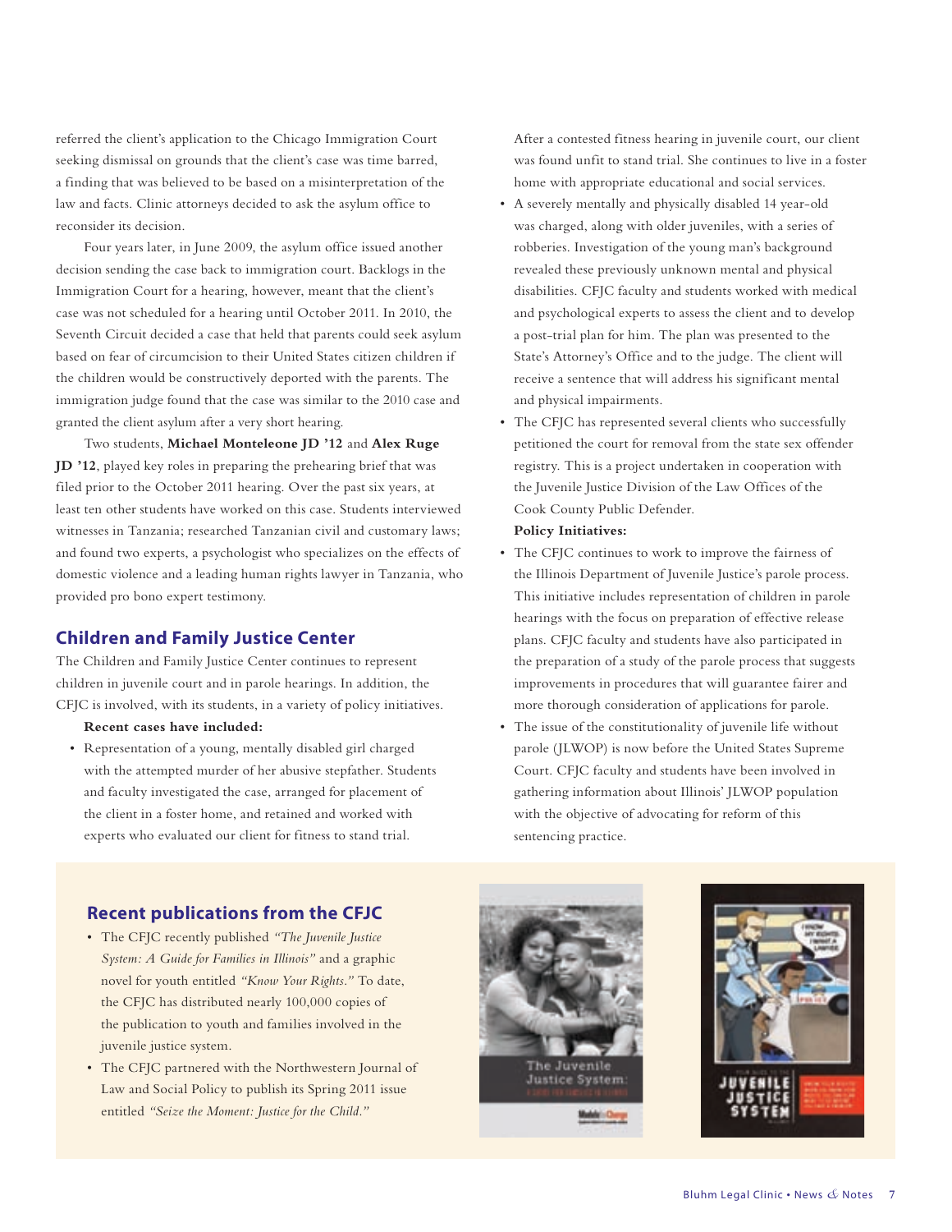referred the client's application to the Chicago Immigration Court seeking dismissal on grounds that the client's case was time barred, a finding that was believed to be based on a misinterpretation of the law and facts. Clinic attorneys decided to ask the asylum office to reconsider its decision.

Four years later, in June 2009, the asylum office issued another decision sending the case back to immigration court. Backlogs in the Immigration Court for a hearing, however, meant that the client's case was not scheduled for a hearing until October 2011. In 2010, the Seventh Circuit decided a case that held that parents could seek asylum based on fear of circumcision to their United States citizen children if the children would be constructively deported with the parents. The immigration judge found that the case was similar to the 2010 case and granted the client asylum after a very short hearing.

Two students, **Michael Monteleone JD '12** and **Alex Ruge JD '12**, played key roles in preparing the prehearing brief that was filed prior to the October 2011 hearing. Over the past six years, at least ten other students have worked on this case. Students interviewed witnesses in Tanzania; researched Tanzanian civil and customary laws; and found two experts, a psychologist who specializes on the effects of domestic violence and a leading human rights lawyer in Tanzania, who provided pro bono expert testimony.

## Children and Family Justice Center

The Children and Family Justice Center continues to represent children in juvenile court and in parole hearings. In addition, the CFJC is involved, with its students, in a variety of policy initiatives.

**Recent cases have included:**

- Representation of a young, mentally disabled girl charged with the attempted murder of her abusive stepfather. Students and faculty investigated the case, arranged for placement of the client in a foster home, and retained and worked with experts who evaluated our client for fitness to stand trial. After a contested fitness hearing in juvenile court, our client was found unfit to stand trial. She continues to live in a foster home with appropriate educational and social services.
- A severely mentally and physically disabled 14 year-old was charged, along with older juveniles, with a series of robberies. Investigation of the young man's background revealed these previously unknown mental and physical disabilities. CFJC faculty and students worked with medical and psychological experts to assess the client and to develop a post-trial plan for him. The plan was presented to the State's Attorney's Office and to the judge. The client will receive a sentence that will address his significant mental and physical impairments.
- The CFJC has represented several clients who successfully petitioned the court for removal from the state sex offender registry. This is a project undertaken in cooperation with the Juvenile Justice Division of the Law Offices of the Cook County Public Defender.

**Policy Initiatives:**

- The CFJC continues to work to improve the fairness of the Illinois Department of Juvenile Justice's parole process. This initiative includes representation of children in parole hearings with the focus on preparation of effective release plans. CFJC faculty and students have also participated in the preparation of a study of the parole process that suggests improvements in procedures that will guarantee fairer and more thorough consideration of applications for parole.
- The issue of the constitutionality of juvenile life without parole (JLWOP) is now before the United States Supreme Court. CFJC faculty and students have been involved in gathering information about Illinois' JLWOP population with the objective of advocating for reform of this sentencing practice.

## Recent publications from the CFJC

- The CFJC recently published *"The Juvenile Justice System: A Guide for Families in Illinois"* and a graphic novel for youth entitled *"Know Your Rights."* To date, the CFJC has distributed nearly 100,000 copies of the publication to youth and families involved in the juvenile justice system.
- The CFJC partnered with the Northwestern Journal of Law and Social Policy to publish its Spring 2011 issue entitled *"Seize the Moment: Justice for the Child."*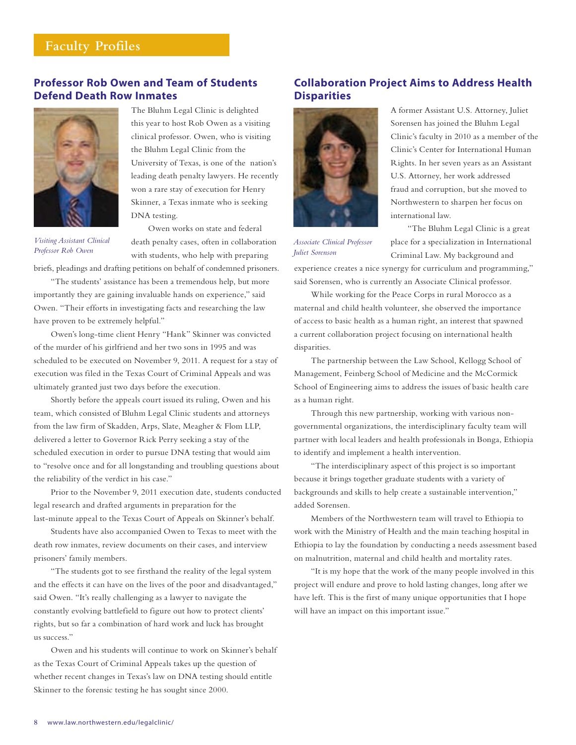# Faculty Profiles

## Professor Rob Owen and Team of Students Defend Death Row Inmates

*Visiting Assistant Clinical Professor Rob Owen*

The Bluhm Legal Clinic is delighted this year to host Rob Owen as a visiting clinical professor. Owen, who is visiting the Bluhm Legal Clinic from the University of Texas, is one of the nation's leading death penalty lawyers. He recently won a rare stay of execution for Henry Skinner, a Texas inmate who is seeking DNA testing.

Owen works on state and federal death penalty cases, often in collaboration with students, who help with preparing briefs, pleadings and drafting petitions on behalf of condemned prisoners.

"The students' assistance has been a tremendous help, but more importantly they are gaining invaluable hands on experience," said Owen. "Their efforts in investigating facts and researching the law have proven to be extremely helpful."

Owen's long-time client Henry "Hank" Skinner was convicted of the murder of his girlfriend and her two sons in 1995 and was scheduled to be executed on November 9, 2011. A request for a stay of execution was filed in the Texas Court of Criminal Appeals and was ultimately granted just two days before the execution.

Shortly before the appeals court issued its ruling, Owen and his team, which consisted of Bluhm Legal Clinic students and attorneys from the law firm of Skadden, Arps, Slate, Meagher & Flom LLP, delivered a letter to Governor Rick Perry seeking a stay of the scheduled execution in order to pursue DNA testing that would aim to "resolve once and for all longstanding and troubling questions about the reliability of the verdict in his case."

Prior to the November 9, 2011 execution date, students conducted legal research and drafted arguments in preparation for the last-minute appeal to the Texas Court of Appeals on Skinner's behalf.

Students have also accompanied Owen to Texas to meet with the death row inmates, review documents on their cases, and interview prisoners' family members.

"The students got to see firsthand the reality of the legal system and the effects it can have on the lives of the poor and disadvantaged," said Owen. "It's really challenging as a lawyer to navigate the constantly evolving battlefield to figure out how to protect clients' rights, but so far a combination of hard work and luck has brought us success."

Owen and his students will continue to work on Skinner's behalf as the Texas Court of Criminal Appeals takes up the question of whether recent changes in Texas's law on DNA testing should entitle Skinner to the forensic testing he has sought since 2000.

## Collaboration Project Aims to Address Health Disparities

*Associate Clinical Professor Juliet Sorenson*

A former Assistant U.S. Attorney, Juliet Sorensen has joined the Bluhm Legal Clinic's faculty in 2010 as a member of the Clinic's Center for International Human Rights. In her seven years as an Assistant U.S. Attorney, her work addressed fraud and corruption, but she moved to Northwestern to sharpen her focus on international law.

"The Bluhm Legal Clinic is a great place for a specialization in International Criminal Law. My background and experience creates a nice synergy for curriculum and programming," said Sorensen, who is currently an Associate Clinical professor.

While working for the Peace Corps in rural Morocco as a maternal and child health volunteer, she observed the importance of access to basic health as a human right, an interest that spawned a current collaboration project focusing on international health disparities.

The partnership between the Law School, Kellogg School of Management, Feinberg School of Medicine and the McCormick School of Engineering aims to address the issues of basic health care as a human right.

Through this new partnership, working with various non-governmental organizations, the interdisciplinary faculty team will partner with local leaders and health professionals in Bonga, Ethiopia to identify and implement a health intervention.

"The interdisciplinary aspect of this project is so important because it brings together graduate students with a variety of backgrounds and skills to help create a sustainable intervention," added Sorensen.

Members of the Northwestern team will travel to Ethiopia to work with the Ministry of Health and the main teaching hospital in Ethiopia to lay the foundation by conducting a needs assessment based on malnutrition, maternal and child health and mortality rates.

"It is my hope that the work of the many people involved in this project will endure and prove to hold lasting changes, long after we have left. This is the first of many unique opportunities that I hope will have an impact on this important issue."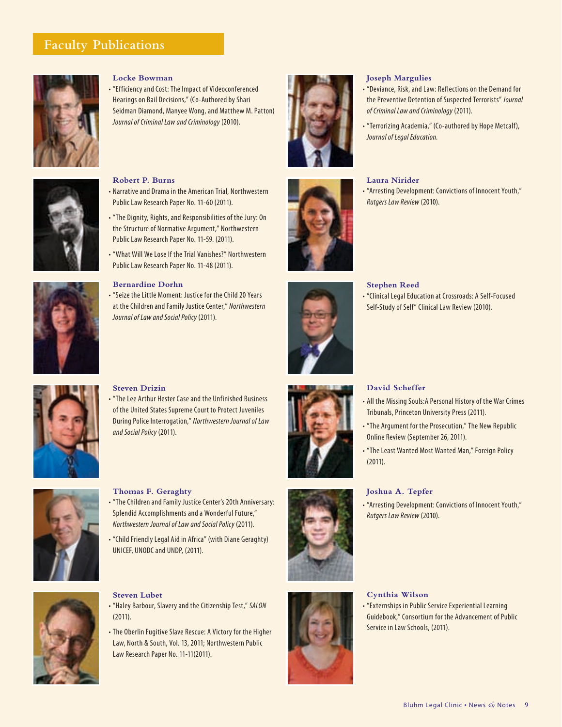# Faculty Publications

### Locke Bowman

- "Efficiency and Cost: The Impact of Videoconferenced Hearings on Bail Decisions," (Co-Authored by Shari Seidman Diamond, Manyee Wong, and Matthew M. Patton) *Journal of Criminal Law and Criminology* (2010).

### Robert P. Burns

- Narrative and Drama in the American Trial, Northwestern Public Law Research Paper No. 11-60 (2011).
- "The Dignity, Rights, and Responsibilities of the Jury: On the Structure of Normative Argument," Northwestern Public Law Research Paper No. 11-59. (2011).
- "What Will We Lose If the Trial Vanishes?" Northwestern Public Law Research Paper No. 11-48 (2011).

### Bernardine Dorhn

- "Seize the Little Moment: Justice for the Child 20 Years at the Children and Family Justice Center," *Northwestern Journal of Law and Social Policy* (2011).

### Steven Drizin

- "The Lee Arthur Hester Case and the Unfinished Business of the United States Supreme Court to Protect Juveniles During Police Interrogation," *Northwestern Journal of Law and Social Policy* (2011).

### Thomas F. Geraghty

- "The Children and Family Justice Center's 20th Anniversary: Splendid Accomplishments and a Wonderful Future," *Northwestern Journal of Law and Social Policy* (2011).
- "Child Friendly Legal Aid in Africa" (with Diane Geraghty) UNICEF, UNODC and UNDP, (2011).

### Steven Lubet

- "Haley Barbour, Slavery and the Citizenship Test," *SALON* (2011).
- The Oberlin Fugitive Slave Rescue: A Victory for the Higher Law, North & South, Vol. 13, 2011; Northwestern Public Law Research Paper No. 11-11(2011).

### Joseph Margulies

- "Deviance, Risk, and Law: Reflections on the Demand for the Preventive Detention of Suspected Terrorists" *Journal of Criminal Law and Criminology* (2011).
- "Terrorizing Academia," (Co-authored by Hope Metcalf), *Journal of Legal Education.*

### Laura Nirider

- "Arresting Development: Convictions of Innocent Youth," *Rutgers Law Review* (2010).

### Stephen Reed

- "Clinical Legal Education at Crossroads: A Self-Focused Self-Study of Self" Clinical Law Review (2010).

### David Scheffer

- All the Missing Souls:A Personal History of the War Crimes Tribunals, Princeton University Press (2011).
- "The Argument for the Prosecution," The New Republic Online Review (September 26, 2011).
- "The Least Wanted Most Wanted Man," Foreign Policy (2011).

### Joshua A. Tepfer

- "Arresting Development: Convictions of Innocent Youth," *Rutgers Law Review* (2010).

### Cynthia Wilson

- "Externships in Public Service Experiential Learning Guidebook," Consortium for the Advancement of Public Service in Law Schools, (2011).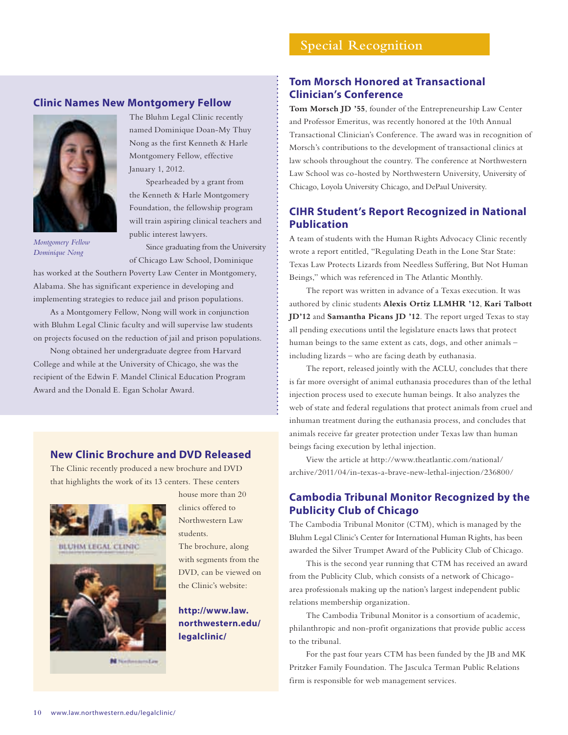# Special Recognition

## Clinic Names New Montgomery Fellow

*Montgomery Fellow Dominique Nong*

The Bluhm Legal Clinic recently named Dominique Doan-My Thuy Nong as the first Kenneth & Harle Montgomery Fellow, effective January 1, 2012.

Spearheaded by a grant from the Kenneth & Harle Montgomery Foundation, the fellowship program will train aspiring clinical teachers and public interest lawyers.

Since graduating from the University of Chicago Law School, Dominique has worked at the Southern Poverty Law Center in Montgomery, Alabama. She has significant experience in developing and implementing strategies to reduce jail and prison populations.

As a Montgomery Fellow, Nong will work in conjunction with Bluhm Legal Clinic faculty and will supervise law students on projects focused on the reduction of jail and prison populations.

Nong obtained her undergraduate degree from Harvard College and while at the University of Chicago, she was the recipient of the Edwin F. Mandel Clinical Education Program Award and the Donald E. Egan Scholar Award.

## New Clinic Brochure and DVD Released

The Clinic recently produced a new brochure and DVD that highlights the work of its 13 centers. These centers house more than 20 clinics offered to Northwestern Law students.

The brochure, along with segments from the DVD, can be viewed on the Clinic's website:

**http://www.law.northwestern.edu/legalclinic/**

## Tom Morsch Honored at Transactional Clinician's Conference

**Tom Morsch JD '55**, founder of the Entrepreneurship Law Center and Professor Emeritus, was recently honored at the 10th Annual Transactional Clinician's Conference. The award was in recognition of Morsch's contributions to the development of transactional clinics at law schools throughout the country. The conference at Northwestern Law School was co-hosted by Northwestern University, University of Chicago, Loyola University Chicago, and DePaul University.

## CIHR Student's Report Recognized in National Publication

A team of students with the Human Rights Advocacy Clinic recently wrote a report entitled, "Regulating Death in the Lone Star State: Texas Law Protects Lizards from Needless Suffering, But Not Human Beings," which was referenced in The Atlantic Monthly.

The report was written in advance of a Texas execution. It was authored by clinic students **Alexis Ortiz LLMHR '12**, **Kari Talbott JD'12** and **Samantha Picans JD '12**. The report urged Texas to stay all pending executions until the legislature enacts laws that protect human beings to the same extent as cats, dogs, and other animals – including lizards – who are facing death by euthanasia.

The report, released jointly with the ACLU, concludes that there is far more oversight of animal euthanasia procedures than of the lethal injection process used to execute human beings. It also analyzes the web of state and federal regulations that protect animals from cruel and inhuman treatment during the euthanasia process, and concludes that animals receive far greater protection under Texas law than human beings facing execution by lethal injection.

View the article at http://www.theatlantic.com/national/archive/2011/04/in-texas-a-brave-new-lethal-injection/236800/

## Cambodia Tribunal Monitor Recognized by the Publicity Club of Chicago

The Cambodia Tribunal Monitor (CTM), which is managed by the Bluhm Legal Clinic's Center for International Human Rights, has been awarded the Silver Trumpet Award of the Publicity Club of Chicago.

This is the second year running that CTM has received an award from the Publicity Club, which consists of a network of Chicago-area professionals making up the nation's largest independent public relations membership organization.

The Cambodia Tribunal Monitor is a consortium of academic, philanthropic and non-profit organizations that provide public access to the tribunal.

For the past four years CTM has been funded by the JB and MK Pritzker Family Foundation. The Jasculca Terman Public Relations firm is responsible for web management services.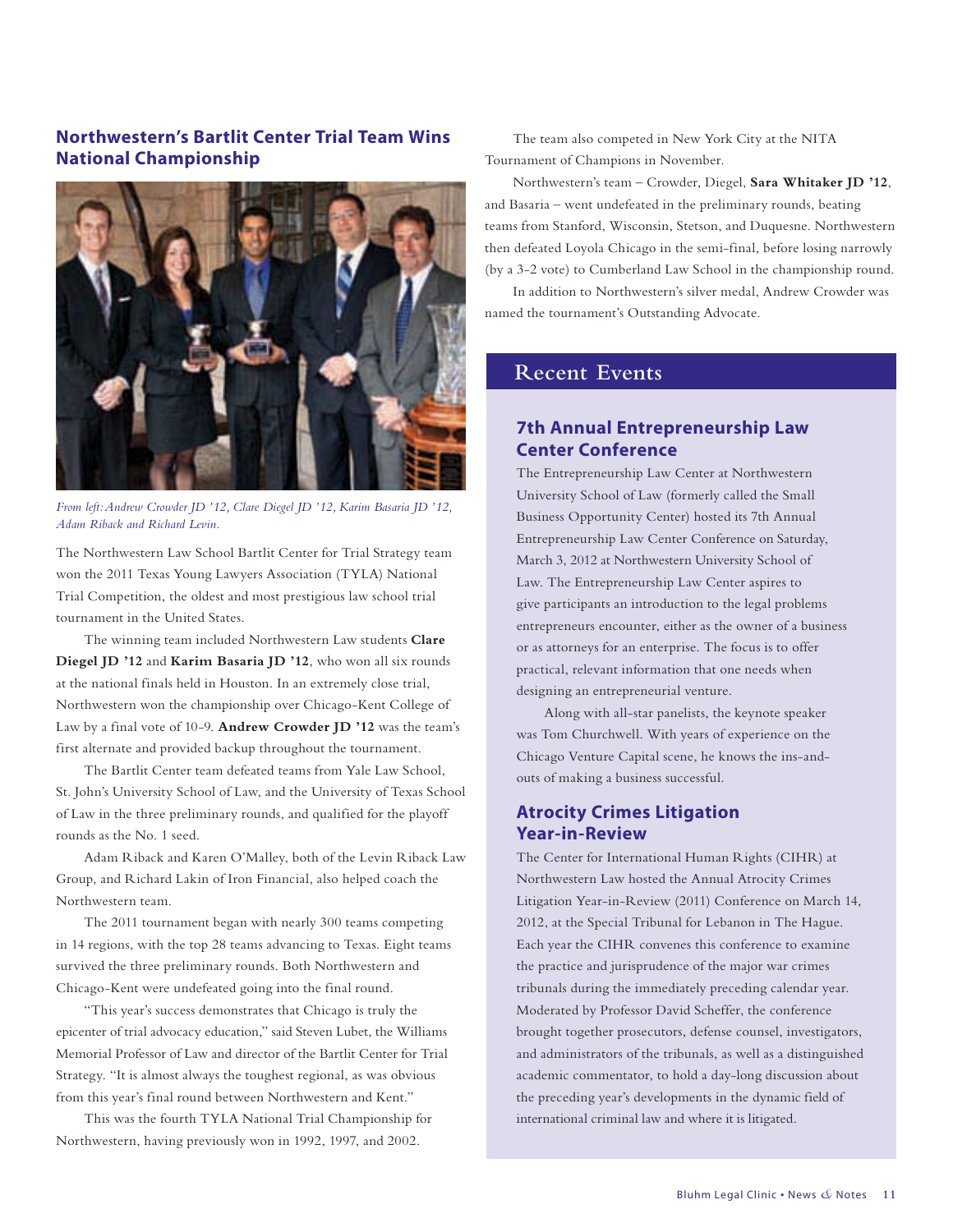## Northwestern's Bartlit Center Trial Team Wins National Championship

*From left: Andrew Crowder JD '12, Clare Diegel JD '12, Karim Basaria JD '12, Adam Riback and Richard Levin.*

The Northwestern Law School Bartlit Center for Trial Strategy team won the 2011 Texas Young Lawyers Association (TYLA) National Trial Competition, the oldest and most prestigious law school trial tournament in the United States.

The winning team included Northwestern Law students **Clare Diegel JD '12** and **Karim Basaria JD '12**, who won all six rounds at the national finals held in Houston. In an extremely close trial, Northwestern won the championship over Chicago-Kent College of Law by a final vote of 10-9. **Andrew Crowder JD '12** was the team's first alternate and provided backup throughout the tournament.

The Bartlit Center team defeated teams from Yale Law School, St. John's University School of Law, and the University of Texas School of Law in the three preliminary rounds, and qualified for the playoff rounds as the No. 1 seed.

Adam Riback and Karen O'Malley, both of the Levin Riback Law Group, and Richard Lakin of Iron Financial, also helped coach the Northwestern team.

The 2011 tournament began with nearly 300 teams competing in 14 regions, with the top 28 teams advancing to Texas. Eight teams survived the three preliminary rounds. Both Northwestern and Chicago-Kent were undefeated going into the final round.

"This year's success demonstrates that Chicago is truly the epicenter of trial advocacy education," said Steven Lubet, the Williams Memorial Professor of Law and director of the Bartlit Center for Trial Strategy. "It is almost always the toughest regional, as was obvious from this year's final round between Northwestern and Kent."

This was the fourth TYLA National Trial Championship for Northwestern, having previously won in 1992, 1997, and 2002.

The team also competed in New York City at the NITA Tournament of Champions in November.

Northwestern's team – Crowder, Diegel, **Sara Whitaker JD '12**, and Basaria – went undefeated in the preliminary rounds, beating teams from Stanford, Wisconsin, Stetson, and Duquesne. Northwestern then defeated Loyola Chicago in the semi-final, before losing narrowly (by a 3-2 vote) to Cumberland Law School in the championship round.

In addition to Northwestern's silver medal, Andrew Crowder was named the tournament's Outstanding Advocate.

# Recent Events

## 7th Annual Entrepreneurship Law Center Conference

The Entrepreneurship Law Center at Northwestern University School of Law (formerly called the Small Business Opportunity Center) hosted its 7th Annual Entrepreneurship Law Center Conference on Saturday, March 3, 2012 at Northwestern University School of Law. The Entrepreneurship Law Center aspires to give participants an introduction to the legal problems entrepreneurs encounter, either as the owner of a business or as attorneys for an enterprise. The focus is to offer practical, relevant information that one needs when designing an entrepreneurial venture.

Along with all-star panelists, the keynote speaker was Tom Churchwell. With years of experience on the Chicago Venture Capital scene, he knows the ins-and-outs of making a business successful.

## Atrocity Crimes Litigation Year-in-Review

The Center for International Human Rights (CIHR) at Northwestern Law hosted the Annual Atrocity Crimes Litigation Year-in-Review (2011) Conference on March 14, 2012, at the Special Tribunal for Lebanon in The Hague. Each year the CIHR convenes this conference to examine the practice and jurisprudence of the major war crimes tribunals during the immediately preceding calendar year. Moderated by Professor David Scheffer, the conference brought together prosecutors, defense counsel, investigators, and administrators of the tribunals, as well as a distinguished academic commentator, to hold a day-long discussion about the preceding year's developments in the dynamic field of international criminal law and where it is litigated.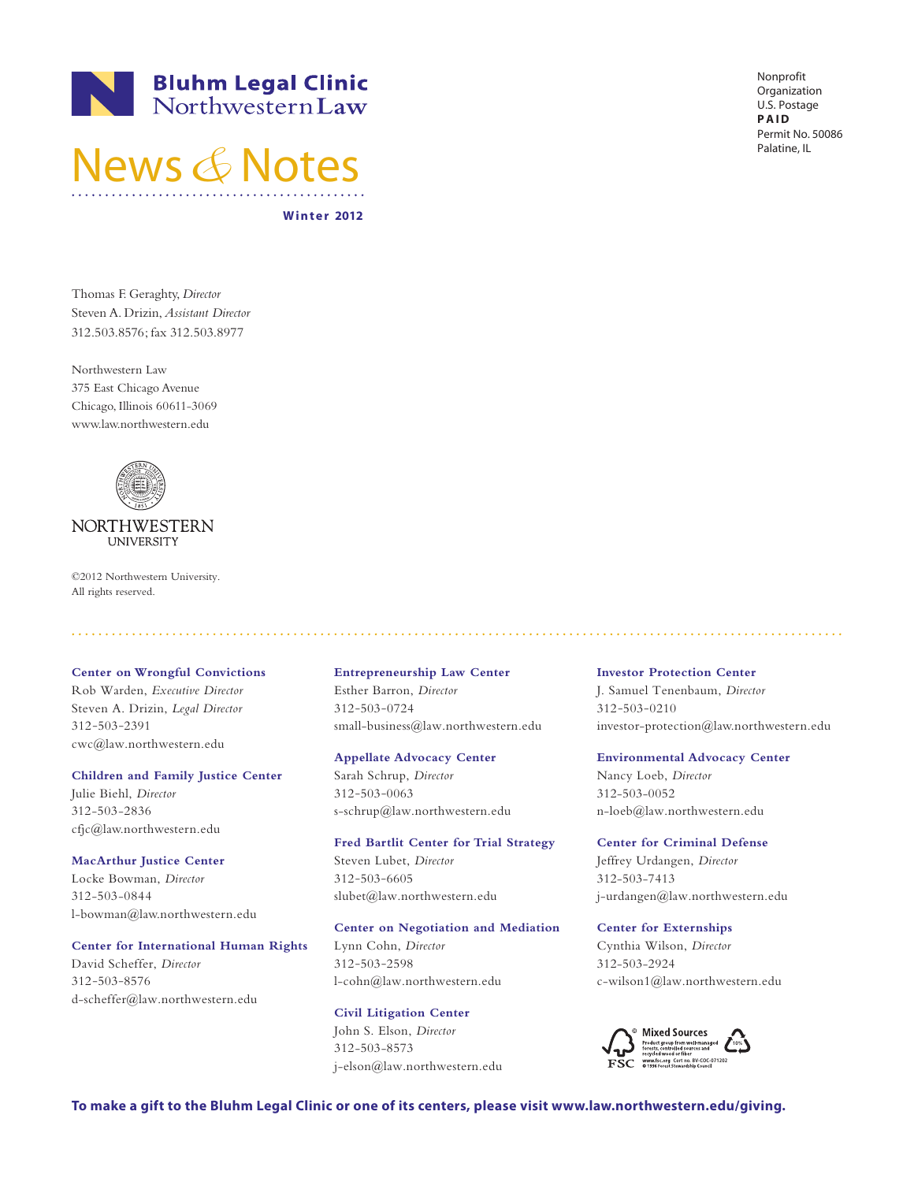# Bluhm Legal Clinic
Northwestern Law

## News & Notes

**Winter 2012**

Nonprofit
Organization
U.S. Postage
**PAID**
Permit No. 50086
Palatine, IL

Thomas F. Geraghty, *Director*
Steven A. Drizin, *Assistant Director*
312.503.8576; fax 312.503.8977

Northwestern Law
375 East Chicago Avenue
Chicago, Illinois 60611-3069
www.law.northwestern.edu

NORTHWESTERN
UNIVERSITY

©2012 Northwestern University.
All rights reserved.

**Center on Wrongful Convictions**
Rob Warden, *Executive Director*
Steven A. Drizin, *Legal Director*
312-503-2391
cwc@law.northwestern.edu

**Children and Family Justice Center**
Julie Biehl, *Director*
312-503-2836
cfjc@law.northwestern.edu

**MacArthur Justice Center**
Locke Bowman, *Director*
312-503-0844
l-bowman@law.northwestern.edu

**Center for International Human Rights**
David Scheffer, *Director*
312-503-8576
d-scheffer@law.northwestern.edu

**Entrepreneurship Law Center**
Esther Barron, *Director*
312-503-0724
small-business@law.northwestern.edu

**Appellate Advocacy Center**
Sarah Schrup, *Director*
312-503-0063
s-schrup@law.northwestern.edu

**Fred Bartlit Center for Trial Strategy**
Steven Lubet, *Director*
312-503-6605
slubet@law.northwestern.edu

**Center on Negotiation and Mediation**
Lynn Cohn, *Director*
312-503-2598
l-cohn@law.northwestern.edu

**Civil Litigation Center**
John S. Elson, *Director*
312-503-8573
j-elson@law.northwestern.edu

**Investor Protection Center**
J. Samuel Tenenbaum, *Director*
312-503-0210
investor-protection@law.northwestern.edu

**Environmental Advocacy Center**
Nancy Loeb, *Director*
312-503-0052
n-loeb@law.northwestern.edu

**Center for Criminal Defense**
Jeffrey Urdangen, *Director*
312-503-7413
j-urdangen@law.northwestern.edu

**Center for Externships**
Cynthia Wilson, *Director*
312-503-2924
c-wilson1@law.northwestern.edu

Mixed Sources
Product group from well-managed forests, controlled sources and recycled wood or fiber
www.fsc.org Cert no. BV-COC-071202
© 1996 Forest Stewardship Council
FSC

**To make a gift to the Bluhm Legal Clinic or one of its centers, please visit www.law.northwestern.edu/giving.**